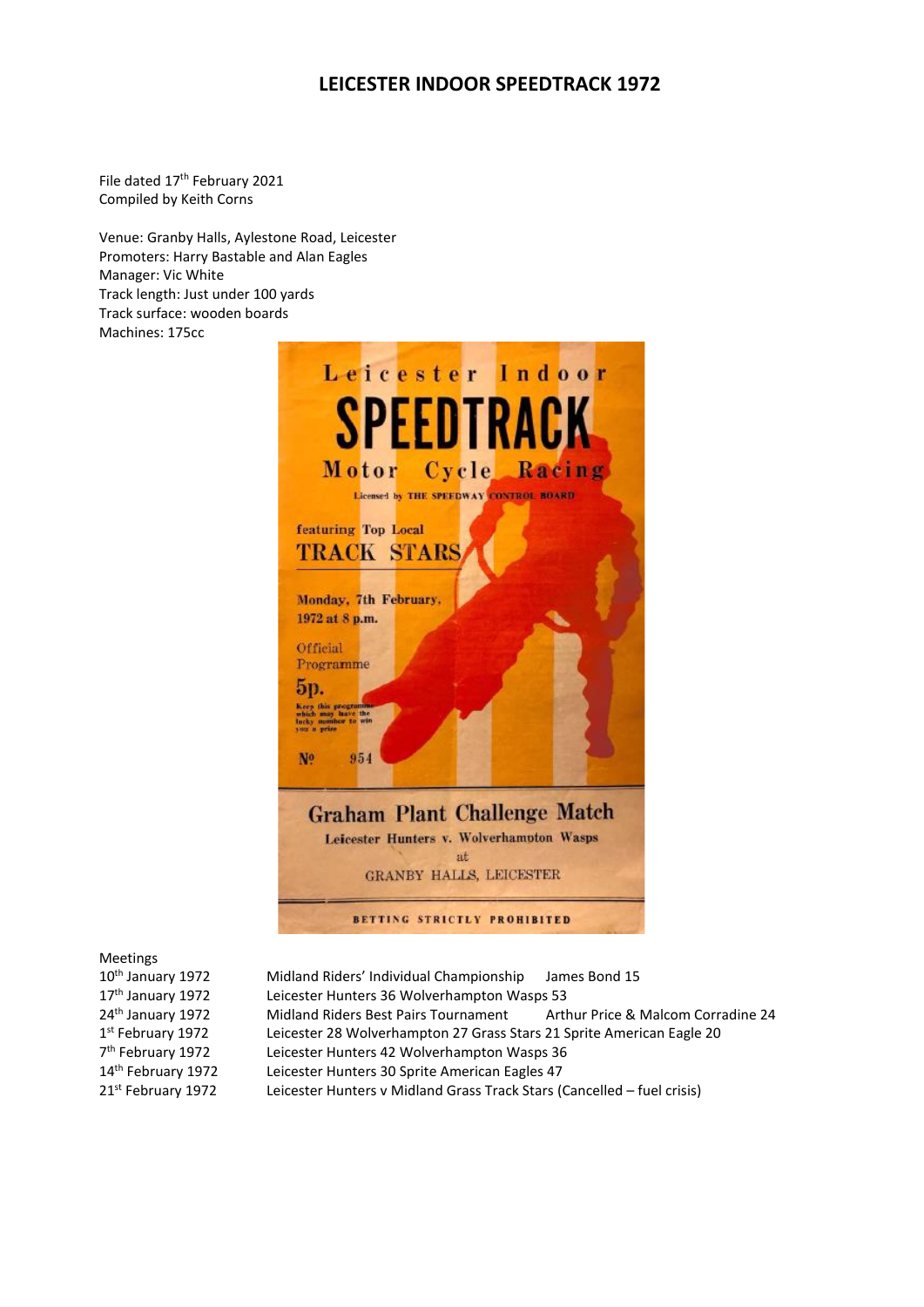# LEICESTER INDOOR SPEEDTRACK 1972

File dated 17th February 2021
Compiled by Keith Corns

Venue: Granby Halls, Aylestone Road, Leicester
Promoters: Harry Bastable and Alan Eagles
Manager: Vic White
Track length: Just under 100 yards
Track surface: wooden boards
Machines: 175cc

Meetings

| | |
|---|---|
| 10th January 1972 | Midland Riders' Individual Championship James Bond 15 |
| 17th January 1972 | Leicester Hunters 36 Wolverhampton Wasps 53 |
| 24th January 1972 | Midland Riders Best Pairs Tournament Arthur Price & Malcom Corradine 24 |
| 1st February 1972 | Leicester 28 Wolverhampton 27 Grass Stars 21 Sprite American Eagle 20 |
| 7th February 1972 | Leicester Hunters 42 Wolverhampton Wasps 36 |
| 14th February 1972 | Leicester Hunters 30 Sprite American Eagles 47 |
| 21st February 1972 | Leicester Hunters v Midland Grass Track Stars (Cancelled – fuel crisis) |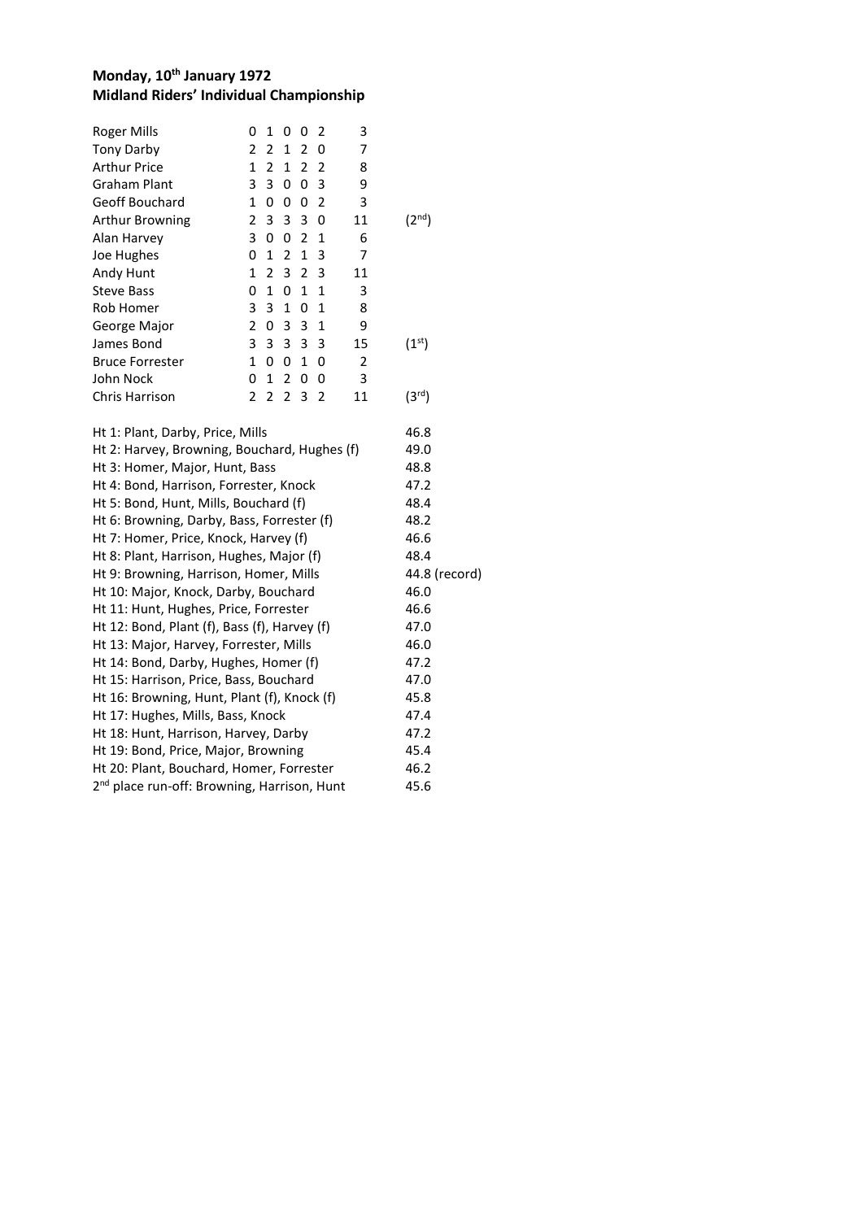**Monday, 10th January 1972**
**Midland Riders' Individual Championship**

| Rider | | | | | | Total | |
|---|---|---|---|---|---|---|---|
| Roger Mills | 0 | 1 | 0 | 0 | 2 | 3 | |
| Tony Darby | 2 | 2 | 1 | 2 | 0 | 7 | |
| Arthur Price | 1 | 2 | 1 | 2 | 2 | 8 | |
| Graham Plant | 3 | 3 | 0 | 0 | 3 | 9 | |
| Geoff Bouchard | 1 | 0 | 0 | 0 | 2 | 3 | |
| Arthur Browning | 2 | 3 | 3 | 3 | 0 | 11 | (2nd) |
| Alan Harvey | 3 | 0 | 0 | 2 | 1 | 6 | |
| Joe Hughes | 0 | 1 | 2 | 1 | 3 | 7 | |
| Andy Hunt | 1 | 2 | 3 | 2 | 3 | 11 | |
| Steve Bass | 0 | 1 | 0 | 1 | 1 | 3 | |
| Rob Homer | 3 | 3 | 1 | 0 | 1 | 8 | |
| George Major | 2 | 0 | 3 | 3 | 1 | 9 | |
| James Bond | 3 | 3 | 3 | 3 | 3 | 15 | (1st) |
| Bruce Forrester | 1 | 0 | 0 | 1 | 0 | 2 | |
| John Nock | 0 | 1 | 2 | 0 | 0 | 3 | |
| Chris Harrison | 2 | 2 | 2 | 3 | 2 | 11 | (3rd) |

| Heat | Time |
|---|---|
| Ht 1: Plant, Darby, Price, Mills | 46.8 |
| Ht 2: Harvey, Browning, Bouchard, Hughes (f) | 49.0 |
| Ht 3: Homer, Major, Hunt, Bass | 48.8 |
| Ht 4: Bond, Harrison, Forrester, Knock | 47.2 |
| Ht 5: Bond, Hunt, Mills, Bouchard (f) | 48.4 |
| Ht 6: Browning, Darby, Bass, Forrester (f) | 48.2 |
| Ht 7: Homer, Price, Knock, Harvey (f) | 46.6 |
| Ht 8: Plant, Harrison, Hughes, Major (f) | 48.4 |
| Ht 9: Browning, Harrison, Homer, Mills | 44.8 (record) |
| Ht 10: Major, Knock, Darby, Bouchard | 46.0 |
| Ht 11: Hunt, Hughes, Price, Forrester | 46.6 |
| Ht 12: Bond, Plant (f), Bass (f), Harvey (f) | 47.0 |
| Ht 13: Major, Harvey, Forrester, Mills | 46.0 |
| Ht 14: Bond, Darby, Hughes, Homer (f) | 47.2 |
| Ht 15: Harrison, Price, Bass, Bouchard | 47.0 |
| Ht 16: Browning, Hunt, Plant (f), Knock (f) | 45.8 |
| Ht 17: Hughes, Mills, Bass, Knock | 47.4 |
| Ht 18: Hunt, Harrison, Harvey, Darby | 47.2 |
| Ht 19: Bond, Price, Major, Browning | 45.4 |
| Ht 20: Plant, Bouchard, Homer, Forrester | 46.2 |
| 2nd place run-off: Browning, Harrison, Hunt | 45.6 |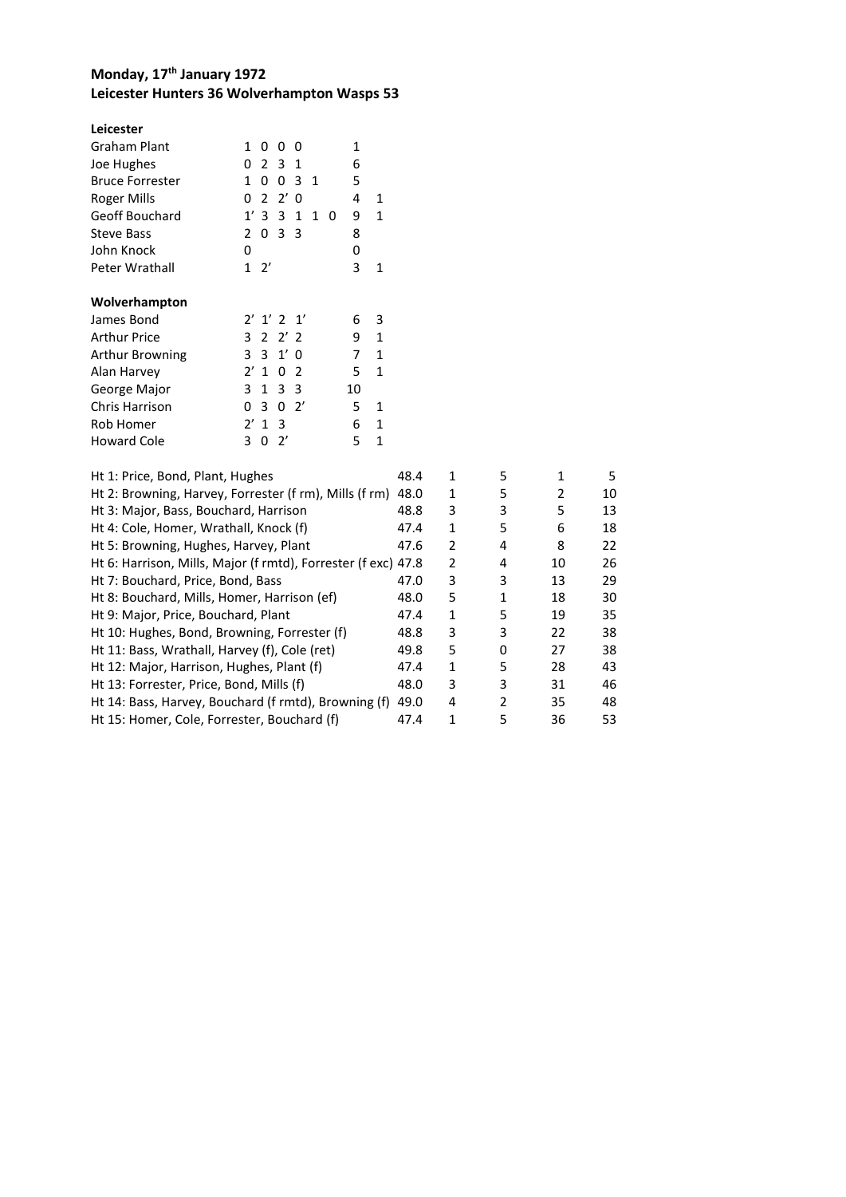**Monday, 17th January 1972**
**Leicester Hunters 36 Wolverhampton Wasps 53**

**Leicester**

| | | | |
|---|---|---|---|
| Graham Plant | 1 0 0 0 | 1 | |
| Joe Hughes | 0 2 3 1 | 6 | |
| Bruce Forrester | 1 0 0 3 1 | 5 | |
| Roger Mills | 0 2 2' 0 | 4 | 1 |
| Geoff Bouchard | 1' 3 3 1 1 0 | 9 | 1 |
| Steve Bass | 2 0 3 3 | 8 | |
| John Knock | 0 | 0 | |
| Peter Wrathall | 1 2' | 3 | 1 |

**Wolverhampton**

| | | | |
|---|---|---|---|
| James Bond | 2' 1' 2 1' | 6 | 3 |
| Arthur Price | 3 2 2' 2 | 9 | 1 |
| Arthur Browning | 3 3 1' 0 | 7 | 1 |
| Alan Harvey | 2' 1 0 2 | 5 | 1 |
| George Major | 3 1 3 3 | 10 | |
| Chris Harrison | 0 3 0 2' | 5 | 1 |
| Rob Homer | 2' 1 3 | 6 | 1 |
| Howard Cole | 3 0 2' | 5 | 1 |

| | | | | | |
|---|---|---|---|---|---|
| Ht 1: Price, Bond, Plant, Hughes | 48.4 | 1 | 5 | 1 | 5 |
| Ht 2: Browning, Harvey, Forrester (f rm), Mills (f rm) | 48.0 | 1 | 5 | 2 | 10 |
| Ht 3: Major, Bass, Bouchard, Harrison | 48.8 | 3 | 3 | 5 | 13 |
| Ht 4: Cole, Homer, Wrathall, Knock (f) | 47.4 | 1 | 5 | 6 | 18 |
| Ht 5: Browning, Hughes, Harvey, Plant | 47.6 | 2 | 4 | 8 | 22 |
| Ht 6: Harrison, Mills, Major (f rmtd), Forrester (f exc) | 47.8 | 2 | 4 | 10 | 26 |
| Ht 7: Bouchard, Price, Bond, Bass | 47.0 | 3 | 3 | 13 | 29 |
| Ht 8: Bouchard, Mills, Homer, Harrison (ef) | 48.0 | 5 | 1 | 18 | 30 |
| Ht 9: Major, Price, Bouchard, Plant | 47.4 | 1 | 5 | 19 | 35 |
| Ht 10: Hughes, Bond, Browning, Forrester (f) | 48.8 | 3 | 3 | 22 | 38 |
| Ht 11: Bass, Wrathall, Harvey (f), Cole (ret) | 49.8 | 5 | 0 | 27 | 38 |
| Ht 12: Major, Harrison, Hughes, Plant (f) | 47.4 | 1 | 5 | 28 | 43 |
| Ht 13: Forrester, Price, Bond, Mills (f) | 48.0 | 3 | 3 | 31 | 46 |
| Ht 14: Bass, Harvey, Bouchard (f rmtd), Browning (f) | 49.0 | 4 | 2 | 35 | 48 |
| Ht 15: Homer, Cole, Forrester, Bouchard (f) | 47.4 | 1 | 5 | 36 | 53 |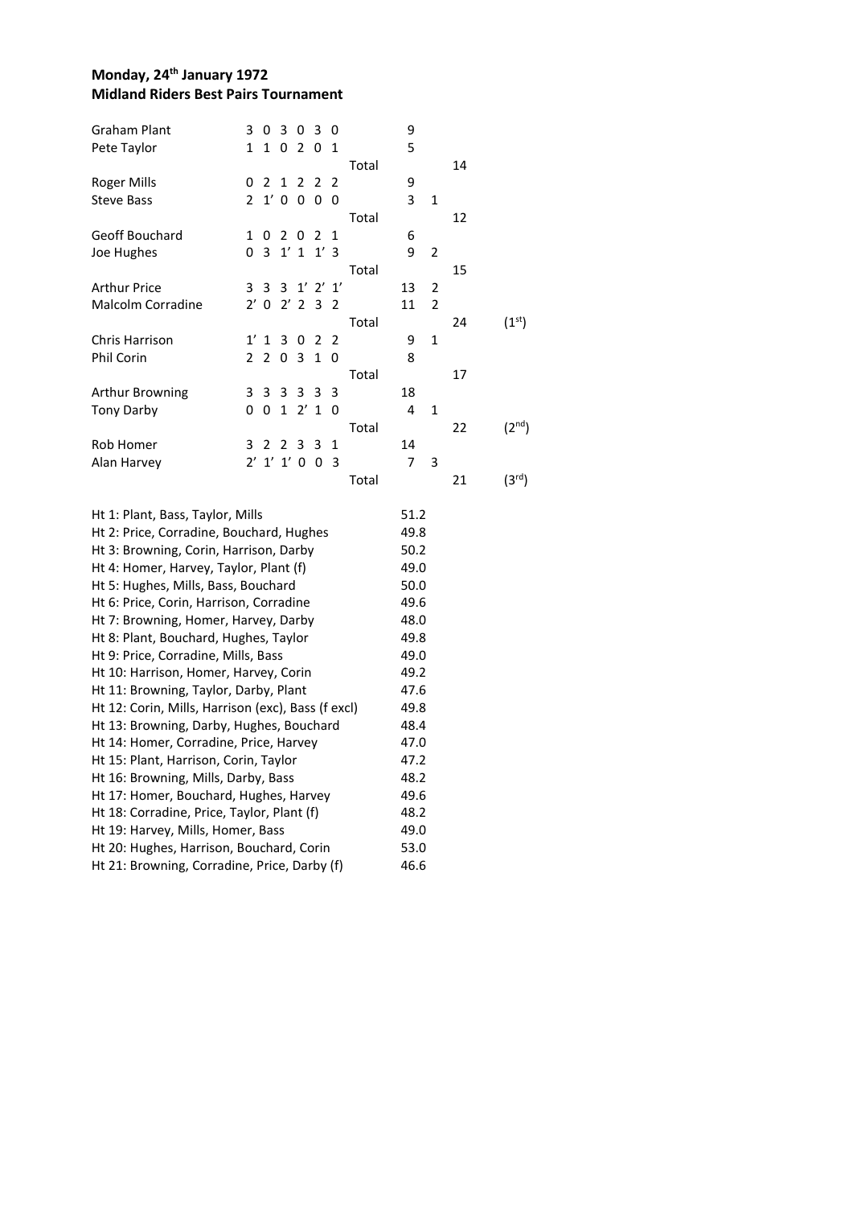**Monday, 24th January 1972**
**Midland Riders Best Pairs Tournament**

| Rider | Heat scores | | Points | Bonus | Total | Position |
|---|---|---|---|---|---|---|
| Graham Plant | 3 0 3 0 3 0 | | 9 | | | |
| Pete Taylor | 1 1 0 2 0 1 | | 5 | | | |
| | | Total | | | 14 | |
| Roger Mills | 0 2 1 2 2 2 | | 9 | | | |
| Steve Bass | 2 1' 0 0 0 0 | | 3 | 1 | | |
| | | Total | | | 12 | |
| Geoff Bouchard | 1 0 2 0 2 1 | | 6 | | | |
| Joe Hughes | 0 3 1' 1 1' 3 | | 9 | 2 | | |
| | | Total | | | 15 | |
| Arthur Price | 3 3 3 1' 2' 1' | | 13 | 2 | | |
| Malcolm Corradine | 2' 0 2' 2 3 2 | | 11 | 2 | | |
| | | Total | | | 24 | (1st) |
| Chris Harrison | 1' 1 3 0 2 2 | | 9 | 1 | | |
| Phil Corin | 2 2 0 3 1 0 | | 8 | | | |
| | | Total | | | 17 | |
| Arthur Browning | 3 3 3 3 3 3 | | 18 | | | |
| Tony Darby | 0 0 1 2' 1 0 | | 4 | 1 | | |
| | | Total | | | 22 | (2nd) |
| Rob Homer | 3 2 2 3 3 1 | | 14 | | | |
| Alan Harvey | 2' 1' 1' 0 0 3 | | 7 | 3 | | |
| | | Total | | | 21 | (3rd) |

| Heat | Time |
|---|---|
| Ht 1: Plant, Bass, Taylor, Mills | 51.2 |
| Ht 2: Price, Corradine, Bouchard, Hughes | 49.8 |
| Ht 3: Browning, Corin, Harrison, Darby | 50.2 |
| Ht 4: Homer, Harvey, Taylor, Plant (f) | 49.0 |
| Ht 5: Hughes, Mills, Bass, Bouchard | 50.0 |
| Ht 6: Price, Corin, Harrison, Corradine | 49.6 |
| Ht 7: Browning, Homer, Harvey, Darby | 48.0 |
| Ht 8: Plant, Bouchard, Hughes, Taylor | 49.8 |
| Ht 9: Price, Corradine, Mills, Bass | 49.0 |
| Ht 10: Harrison, Homer, Harvey, Corin | 49.2 |
| Ht 11: Browning, Taylor, Darby, Plant | 47.6 |
| Ht 12: Corin, Mills, Harrison (exc), Bass (f excl) | 49.8 |
| Ht 13: Browning, Darby, Hughes, Bouchard | 48.4 |
| Ht 14: Homer, Corradine, Price, Harvey | 47.0 |
| Ht 15: Plant, Harrison, Corin, Taylor | 47.2 |
| Ht 16: Browning, Mills, Darby, Bass | 48.2 |
| Ht 17: Homer, Bouchard, Hughes, Harvey | 49.6 |
| Ht 18: Corradine, Price, Taylor, Plant (f) | 48.2 |
| Ht 19: Harvey, Mills, Homer, Bass | 49.0 |
| Ht 20: Hughes, Harrison, Bouchard, Corin | 53.0 |
| Ht 21: Browning, Corradine, Price, Darby (f) | 46.6 |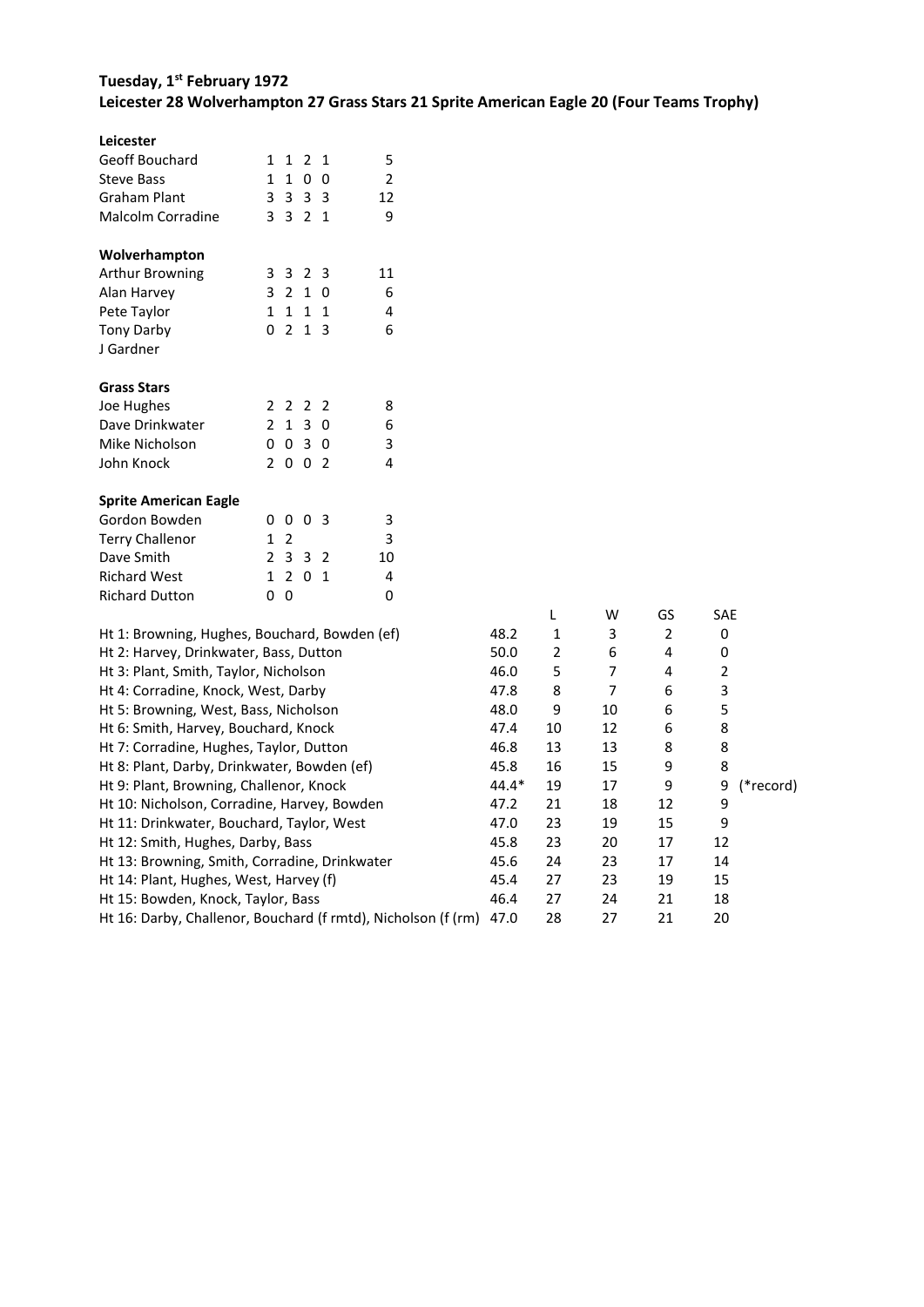**Tuesday, 1st February 1972**

**Leicester 28 Wolverhampton 27 Grass Stars 21 Sprite American Eagle 20 (Four Teams Trophy)**

**Leicester**

| | | |
|---|---|---|
| Geoff Bouchard | 1 1 2 1 | 5 |
| Steve Bass | 1 1 0 0 | 2 |
| Graham Plant | 3 3 3 3 | 12 |
| Malcolm Corradine | 3 3 2 1 | 9 |

**Wolverhampton**

| | | |
|---|---|---|
| Arthur Browning | 3 3 2 3 | 11 |
| Alan Harvey | 3 2 1 0 | 6 |
| Pete Taylor | 1 1 1 1 | 4 |
| Tony Darby | 0 2 1 3 | 6 |
| J Gardner | | |

**Grass Stars**

| | | |
|---|---|---|
| Joe Hughes | 2 2 2 2 | 8 |
| Dave Drinkwater | 2 1 3 0 | 6 |
| Mike Nicholson | 0 0 3 0 | 3 |
| John Knock | 2 0 0 2 | 4 |

**Sprite American Eagle**

| | | |
|---|---|---|
| Gordon Bowden | 0 0 0 3 | 3 |
| Terry Challenor | 1 2 | 3 |
| Dave Smith | 2 3 3 2 | 10 |
| Richard West | 1 2 0 1 | 4 |
| Richard Dutton | 0 0 | 0 |

| Heat | Time | L | W | GS | SAE | |
|---|---|---|---|---|---|---|
| Ht 1: Browning, Hughes, Bouchard, Bowden (ef) | 48.2 | 1 | 3 | 2 | 0 | |
| Ht 2: Harvey, Drinkwater, Bass, Dutton | 50.0 | 2 | 6 | 4 | 0 | |
| Ht 3: Plant, Smith, Taylor, Nicholson | 46.0 | 5 | 7 | 4 | 2 | |
| Ht 4: Corradine, Knock, West, Darby | 47.8 | 8 | 7 | 6 | 3 | |
| Ht 5: Browning, West, Bass, Nicholson | 48.0 | 9 | 10 | 6 | 5 | |
| Ht 6: Smith, Harvey, Bouchard, Knock | 47.4 | 10 | 12 | 6 | 8 | |
| Ht 7: Corradine, Hughes, Taylor, Dutton | 46.8 | 13 | 13 | 8 | 8 | |
| Ht 8: Plant, Darby, Drinkwater, Bowden (ef) | 45.8 | 16 | 15 | 9 | 8 | |
| Ht 9: Plant, Browning, Challenor, Knock | 44.4* | 19 | 17 | 9 | 9 | (*record) |
| Ht 10: Nicholson, Corradine, Harvey, Bowden | 47.2 | 21 | 18 | 12 | 9 | |
| Ht 11: Drinkwater, Bouchard, Taylor, West | 47.0 | 23 | 19 | 15 | 9 | |
| Ht 12: Smith, Hughes, Darby, Bass | 45.8 | 23 | 20 | 17 | 12 | |
| Ht 13: Browning, Smith, Corradine, Drinkwater | 45.6 | 24 | 23 | 17 | 14 | |
| Ht 14: Plant, Hughes, West, Harvey (f) | 45.4 | 27 | 23 | 19 | 15 | |
| Ht 15: Bowden, Knock, Taylor, Bass | 46.4 | 27 | 24 | 21 | 18 | |
| Ht 16: Darby, Challenor, Bouchard (f rmtd), Nicholson (f (rm) | 47.0 | 28 | 27 | 21 | 20 | |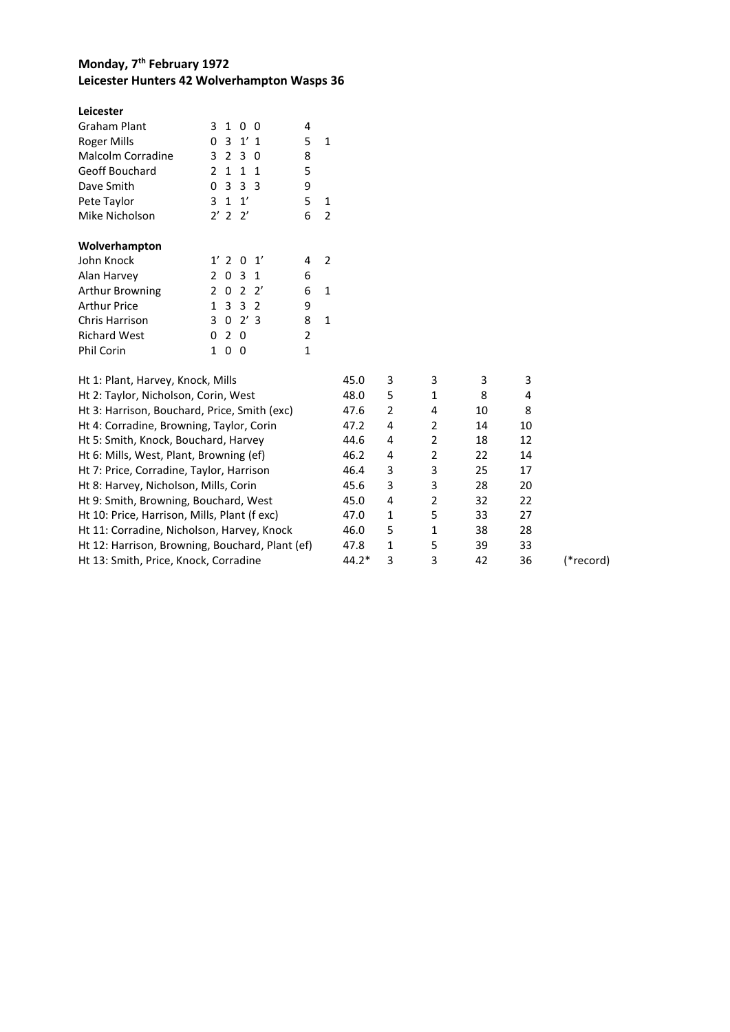**Monday, 7th February 1972**
**Leicester Hunters 42 Wolverhampton Wasps 36**

**Leicester**

| | | | |
|---|---|---|---|
| Graham Plant | 3 1 0 0 | 4 | |
| Roger Mills | 0 3 1' 1 | 5 | 1 |
| Malcolm Corradine | 3 2 3 0 | 8 | |
| Geoff Bouchard | 2 1 1 1 | 5 | |
| Dave Smith | 0 3 3 3 | 9 | |
| Pete Taylor | 3 1 1' | 5 | 1 |
| Mike Nicholson | 2' 2 2' | 6 | 2 |

**Wolverhampton**

| | | | |
|---|---|---|---|
| John Knock | 1' 2 0 1' | 4 | 2 |
| Alan Harvey | 2 0 3 1 | 6 | |
| Arthur Browning | 2 0 2 2' | 6 | 1 |
| Arthur Price | 1 3 3 2 | 9 | |
| Chris Harrison | 3 0 2' 3 | 8 | 1 |
| Richard West | 0 2 0 | 2 | |
| Phil Corin | 1 0 0 | 1 | |

| | | | | | | |
|---|---|---|---|---|---|---|
| Ht 1: Plant, Harvey, Knock, Mills | 45.0 | 3 | 3 | 3 | 3 | |
| Ht 2: Taylor, Nicholson, Corin, West | 48.0 | 5 | 1 | 8 | 4 | |
| Ht 3: Harrison, Bouchard, Price, Smith (exc) | 47.6 | 2 | 4 | 10 | 8 | |
| Ht 4: Corradine, Browning, Taylor, Corin | 47.2 | 4 | 2 | 14 | 10 | |
| Ht 5: Smith, Knock, Bouchard, Harvey | 44.6 | 4 | 2 | 18 | 12 | |
| Ht 6: Mills, West, Plant, Browning (ef) | 46.2 | 4 | 2 | 22 | 14 | |
| Ht 7: Price, Corradine, Taylor, Harrison | 46.4 | 3 | 3 | 25 | 17 | |
| Ht 8: Harvey, Nicholson, Mills, Corin | 45.6 | 3 | 3 | 28 | 20 | |
| Ht 9: Smith, Browning, Bouchard, West | 45.0 | 4 | 2 | 32 | 22 | |
| Ht 10: Price, Harrison, Mills, Plant (f exc) | 47.0 | 1 | 5 | 33 | 27 | |
| Ht 11: Corradine, Nicholson, Harvey, Knock | 46.0 | 5 | 1 | 38 | 28 | |
| Ht 12: Harrison, Browning, Bouchard, Plant (ef) | 47.8 | 1 | 5 | 39 | 33 | |
| Ht 13: Smith, Price, Knock, Corradine | 44.2* | 3 | 3 | 42 | 36 | (*record) |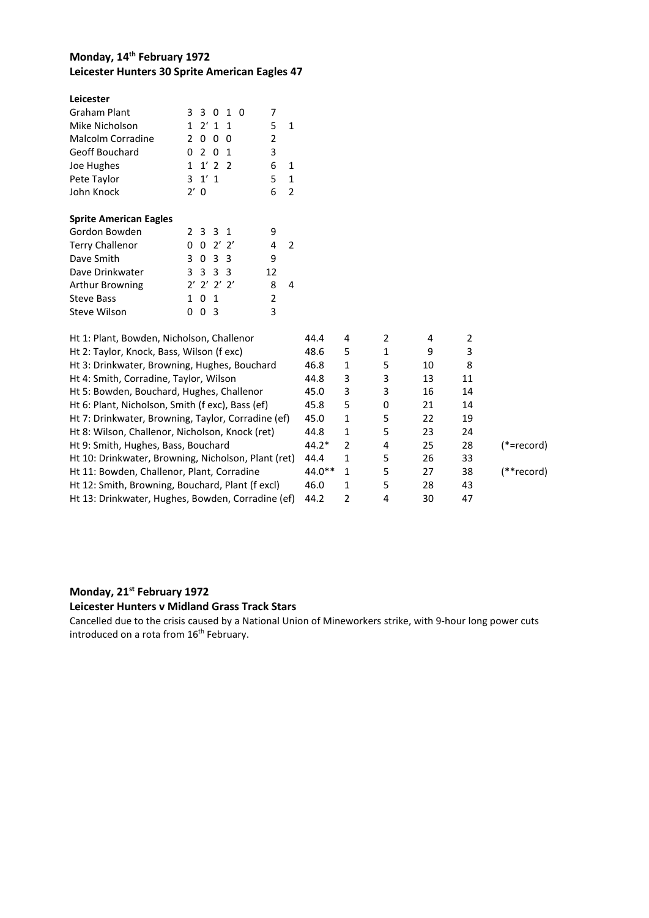**Monday, 14th February 1972**
**Leicester Hunters 30 Sprite American Eagles 47**

| | | | |
|---|---|---|---|
| **Leicester** | | | |
| Graham Plant | 3 3 0 1 0 | 7 | |
| Mike Nicholson | 1 2' 1 1 | 5 | 1 |
| Malcolm Corradine | 2 0 0 0 | 2 | |
| Geoff Bouchard | 0 2 0 1 | 3 | |
| Joe Hughes | 1 1' 2 2 | 6 | 1 |
| Pete Taylor | 3 1' 1 | 5 | 1 |
| John Knock | 2' 0 | 6 | 2 |
| | | | |
| **Sprite American Eagles** | | | |
| Gordon Bowden | 2 3 3 1 | 9 | |
| Terry Challenor | 0 0 2' 2' | 4 | 2 |
| Dave Smith | 3 0 3 3 | 9 | |
| Dave Drinkwater | 3 3 3 3 | 12 | |
| Arthur Browning | 2' 2' 2' 2' | 8 | 4 |
| Steve Bass | 1 0 1 | 2 | |
| Steve Wilson | 0 0 3 | 3 | |

| | | | | | | |
|---|---|---|---|---|---|---|
| Ht 1: Plant, Bowden, Nicholson, Challenor | 44.4 | 4 | 2 | 4 | 2 | |
| Ht 2: Taylor, Knock, Bass, Wilson (f exc) | 48.6 | 5 | 1 | 9 | 3 | |
| Ht 3: Drinkwater, Browning, Hughes, Bouchard | 46.8 | 1 | 5 | 10 | 8 | |
| Ht 4: Smith, Corradine, Taylor, Wilson | 44.8 | 3 | 3 | 13 | 11 | |
| Ht 5: Bowden, Bouchard, Hughes, Challenor | 45.0 | 3 | 3 | 16 | 14 | |
| Ht 6: Plant, Nicholson, Smith (f exc), Bass (ef) | 45.8 | 5 | 0 | 21 | 14 | |
| Ht 7: Drinkwater, Browning, Taylor, Corradine (ef) | 45.0 | 1 | 5 | 22 | 19 | |
| Ht 8: Wilson, Challenor, Nicholson, Knock (ret) | 44.8 | 1 | 5 | 23 | 24 | |
| Ht 9: Smith, Hughes, Bass, Bouchard | 44.2* | 2 | 4 | 25 | 28 | (*=record) |
| Ht 10: Drinkwater, Browning, Nicholson, Plant (ret) | 44.4 | 1 | 5 | 26 | 33 | |
| Ht 11: Bowden, Challenor, Plant, Corradine | 44.0** | 1 | 5 | 27 | 38 | (**record) |
| Ht 12: Smith, Browning, Bouchard, Plant (f excl) | 46.0 | 1 | 5 | 28 | 43 | |
| Ht 13: Drinkwater, Hughes, Bowden, Corradine (ef) | 44.2 | 2 | 4 | 30 | 47 | |

**Monday, 21st February 1972**
**Leicester Hunters v Midland Grass Track Stars**

Cancelled due to the crisis caused by a National Union of Mineworkers strike, with 9-hour long power cuts introduced on a rota from 16th February.